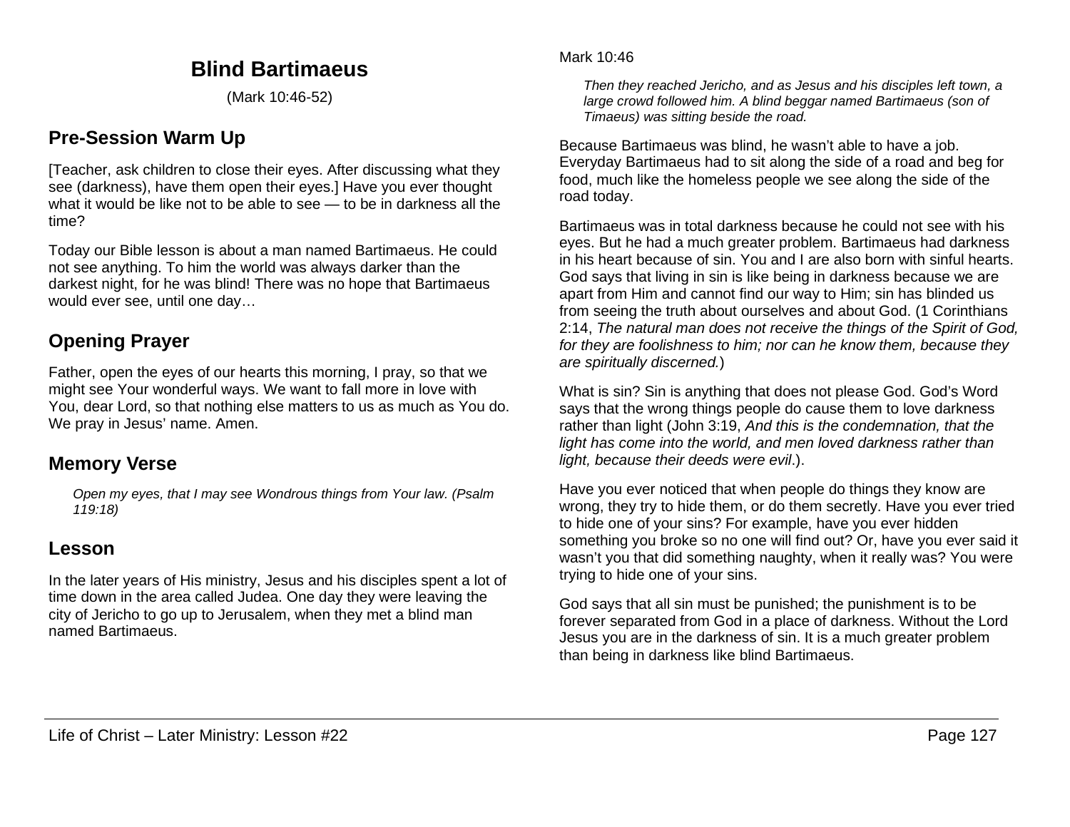# Blind Bartimaeus

(Mark 10:46-52)

## Pre-Session Warm Up

[Teacher, ask children to close their eyes. After discussing what they see (darkness), have them open their eyes.] Have you ever thought what it would be like not to be able to see — to be in darkness all the time?

Today our Bible lesson is about a man named Bartimaeus. He could not see anything. To him the world was always darker than the darkest night, for he was blind! There was no hope that Bartimaeus would ever see, until one day…

## Opening Prayer

Father, open the eyes of our hearts this morning, I pray, so that we might see Your wonderful ways. We want to fall more in love with You, dear Lord, so that nothing else matters to us as much as You do. We pray in Jesus' name. Amen.

## Memory Verse

> *Open my eyes, that I may see Wondrous things from Your law. (Psalm 119:18)*

## Lesson

In the later years of His ministry, Jesus and his disciples spent a lot of time down in the area called Judea. One day they were leaving the city of Jericho to go up to Jerusalem, when they met a blind man named Bartimaeus.

Mark 10:46

> *Then they reached Jericho, and as Jesus and his disciples left town, a large crowd followed him. A blind beggar named Bartimaeus (son of Timaeus) was sitting beside the road.*

Because Bartimaeus was blind, he wasn't able to have a job. Everyday Bartimaeus had to sit along the side of a road and beg for food, much like the homeless people we see along the side of the road today.

Bartimaeus was in total darkness because he could not see with his eyes. But he had a much greater problem. Bartimaeus had darkness in his heart because of sin. You and I are also born with sinful hearts. God says that living in sin is like being in darkness because we are apart from Him and cannot find our way to Him; sin has blinded us from seeing the truth about ourselves and about God. (1 Corinthians 2:14, *The natural man does not receive the things of the Spirit of God, for they are foolishness to him; nor can he know them, because they are spiritually discerned.*)

What is sin? Sin is anything that does not please God. God's Word says that the wrong things people do cause them to love darkness rather than light (John 3:19, *And this is the condemnation, that the light has come into the world, and men loved darkness rather than light, because their deeds were evil*.).

Have you ever noticed that when people do things they know are wrong, they try to hide them, or do them secretly. Have you ever tried to hide one of your sins? For example, have you ever hidden something you broke so no one will find out? Or, have you ever said it wasn't you that did something naughty, when it really was? You were trying to hide one of your sins.

God says that all sin must be punished; the punishment is to be forever separated from God in a place of darkness. Without the Lord Jesus you are in the darkness of sin. It is a much greater problem than being in darkness like blind Bartimaeus.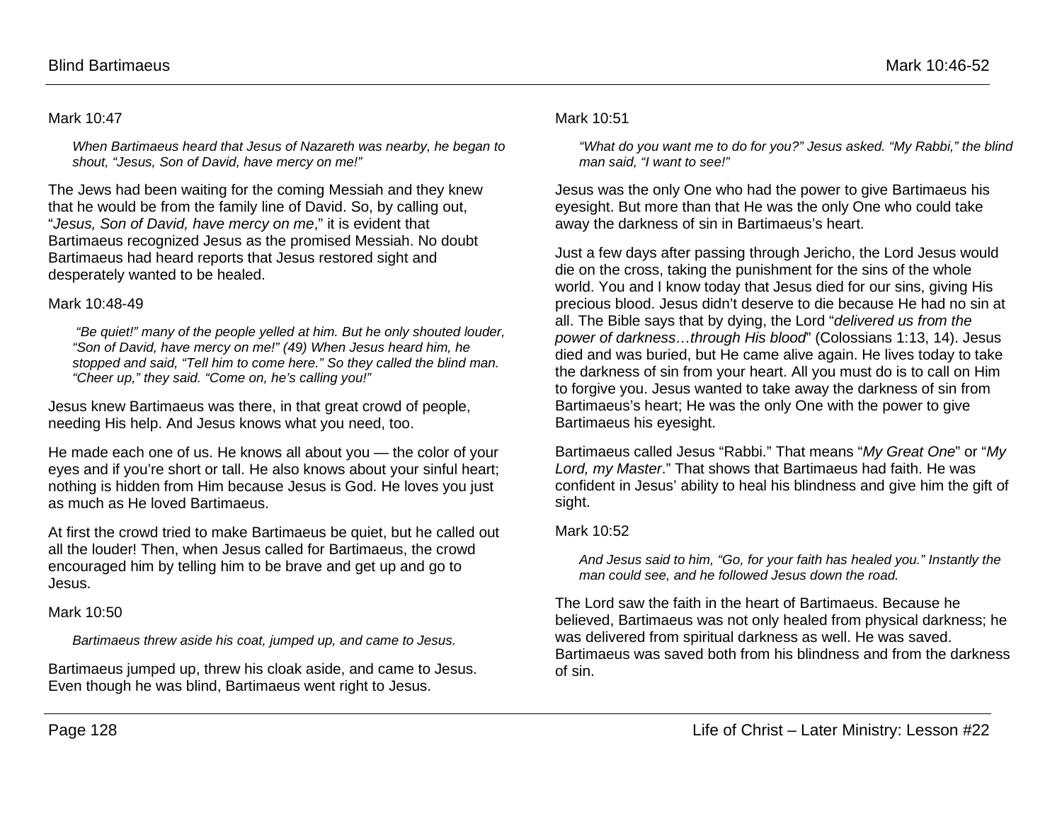Mark 10:47

> *When Bartimaeus heard that Jesus of Nazareth was nearby, he began to shout, "Jesus, Son of David, have mercy on me!"*

The Jews had been waiting for the coming Messiah and they knew that he would be from the family line of David. So, by calling out, "*Jesus, Son of David, have mercy on me*," it is evident that Bartimaeus recognized Jesus as the promised Messiah. No doubt Bartimaeus had heard reports that Jesus restored sight and desperately wanted to be healed.

Mark 10:48-49

> *"Be quiet!" many of the people yelled at him. But he only shouted louder, "Son of David, have mercy on me!" (49) When Jesus heard him, he stopped and said, "Tell him to come here." So they called the blind man. "Cheer up," they said. "Come on, he's calling you!"*

Jesus knew Bartimaeus was there, in that great crowd of people, needing His help. And Jesus knows what you need, too.

He made each one of us. He knows all about you — the color of your eyes and if you're short or tall. He also knows about your sinful heart; nothing is hidden from Him because Jesus is God. He loves you just as much as He loved Bartimaeus.

At first the crowd tried to make Bartimaeus be quiet, but he called out all the louder! Then, when Jesus called for Bartimaeus, the crowd encouraged him by telling him to be brave and get up and go to Jesus.

Mark 10:50

> *Bartimaeus threw aside his coat, jumped up, and came to Jesus.*

Bartimaeus jumped up, threw his cloak aside, and came to Jesus. Even though he was blind, Bartimaeus went right to Jesus.

Mark 10:51

> *"What do you want me to do for you?" Jesus asked. "My Rabbi," the blind man said, "I want to see!"*

Jesus was the only One who had the power to give Bartimaeus his eyesight. But more than that He was the only One who could take away the darkness of sin in Bartimaeus's heart.

Just a few days after passing through Jericho, the Lord Jesus would die on the cross, taking the punishment for the sins of the whole world. You and I know today that Jesus died for our sins, giving His precious blood. Jesus didn't deserve to die because He had no sin at all. The Bible says that by dying, the Lord "*delivered us from the power of darkness…through His blood*" (Colossians 1:13, 14). Jesus died and was buried, but He came alive again. He lives today to take the darkness of sin from your heart. All you must do is to call on Him to forgive you. Jesus wanted to take away the darkness of sin from Bartimaeus's heart; He was the only One with the power to give Bartimaeus his eyesight.

Bartimaeus called Jesus "Rabbi." That means "*My Great One*" or "*My Lord, my Master*." That shows that Bartimaeus had faith. He was confident in Jesus' ability to heal his blindness and give him the gift of sight.

Mark 10:52

> *And Jesus said to him, "Go, for your faith has healed you." Instantly the man could see, and he followed Jesus down the road.*

The Lord saw the faith in the heart of Bartimaeus. Because he believed, Bartimaeus was not only healed from physical darkness; he was delivered from spiritual darkness as well. He was saved. Bartimaeus was saved both from his blindness and from the darkness of sin.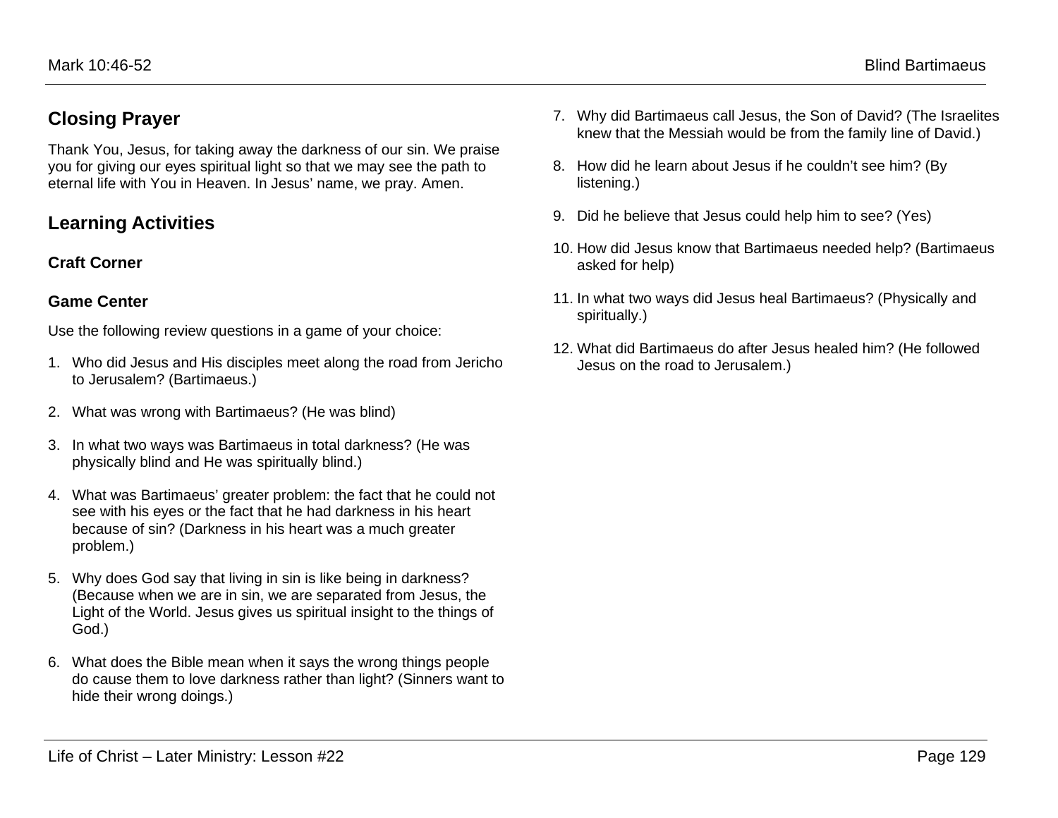## Closing Prayer

Thank You, Jesus, for taking away the darkness of our sin. We praise you for giving our eyes spiritual light so that we may see the path to eternal life with You in Heaven. In Jesus' name, we pray. Amen.

## Learning Activities

### Craft Corner

### Game Center

Use the following review questions in a game of your choice:

1. Who did Jesus and His disciples meet along the road from Jericho to Jerusalem? (Bartimaeus.)
2. What was wrong with Bartimaeus? (He was blind)
3. In what two ways was Bartimaeus in total darkness? (He was physically blind and He was spiritually blind.)
4. What was Bartimaeus' greater problem: the fact that he could not see with his eyes or the fact that he had darkness in his heart because of sin? (Darkness in his heart was a much greater problem.)
5. Why does God say that living in sin is like being in darkness? (Because when we are in sin, we are separated from Jesus, the Light of the World. Jesus gives us spiritual insight to the things of God.)
6. What does the Bible mean when it says the wrong things people do cause them to love darkness rather than light? (Sinners want to hide their wrong doings.)
7. Why did Bartimaeus call Jesus, the Son of David? (The Israelites knew that the Messiah would be from the family line of David.)
8. How did he learn about Jesus if he couldn't see him? (By listening.)
9. Did he believe that Jesus could help him to see? (Yes)
10. How did Jesus know that Bartimaeus needed help? (Bartimaeus asked for help)
11. In what two ways did Jesus heal Bartimaeus? (Physically and spiritually.)
12. What did Bartimaeus do after Jesus healed him? (He followed Jesus on the road to Jerusalem.)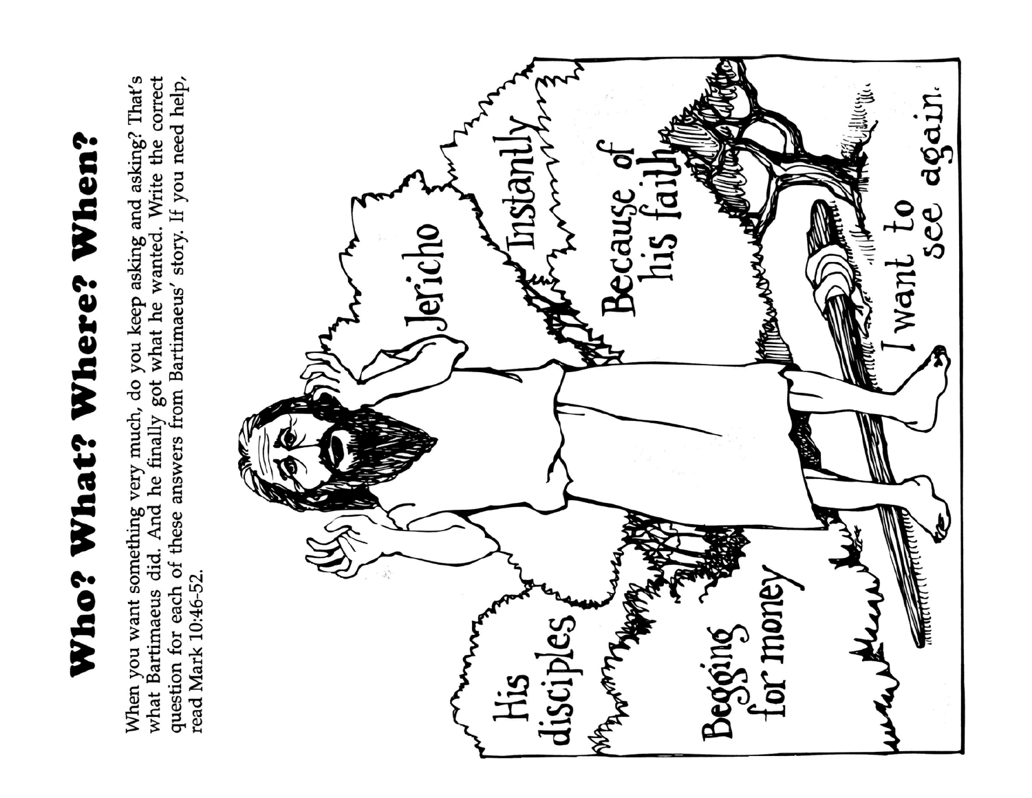# Who? What? Where? When?

When you want something very much, do you keep asking and asking? That's what Bartimaeus did. And he finally got what he wanted. Write the correct question for each of these answers from Bartimaeus' story. If you need help, read Mark 10:46-52.

Jericho

Instantly

Because of his faith

I want to see again.

His disciples

Begging for money